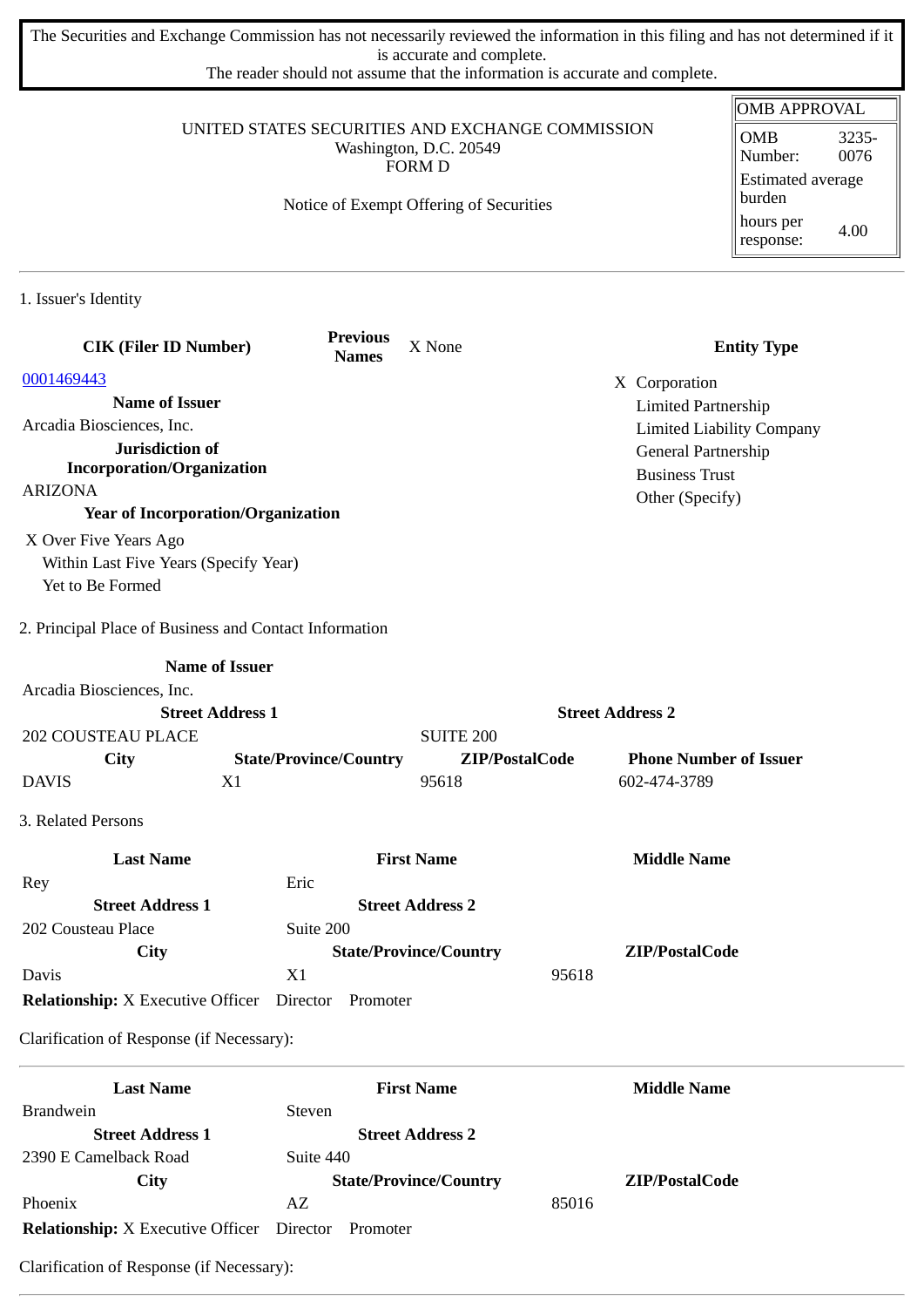The Securities and Exchange Commission has not necessarily reviewed the information in this filing and has not determined if it is accurate and complete.
The reader should not assume that the information is accurate and complete.

UNITED STATES SECURITIES AND EXCHANGE COMMISSION
Washington, D.C. 20549
FORM D

Notice of Exempt Offering of Securities

| OMB APPROVAL | |
|---|---|
| OMB Number: | 3235-0076 |
| Estimated average burden | |
| hours per response: | 4.00 |

## 1. Issuer's Identity

| CIK (Filer ID Number) | Previous Names | X None | Entity Type |
|---|---|---|---|
| 0001469443 | | | X Corporation |

**Name of Issuer**
Arcadia Biosciences, Inc.

**Jurisdiction of Incorporation/Organization**
ARIZONA

**Year of Incorporation/Organization**
X Over Five Years Ago
Within Last Five Years (Specify Year)
Yet to Be Formed

**Entity Type**
X Corporation
Limited Partnership
Limited Liability Company
General Partnership
Business Trust
Other (Specify)

## 2. Principal Place of Business and Contact Information

**Name of Issuer**
Arcadia Biosciences, Inc.

| Street Address 1 | | Street Address 2 | |
|---|---|---|---|
| 202 COUSTEAU PLACE | | SUITE 200 | |
| **City** | **State/Province/Country** | **ZIP/PostalCode** | **Phone Number of Issuer** |
| DAVIS | X1 | 95618 | 602-474-3789 |

## 3. Related Persons

| Last Name | First Name | Middle Name |
|---|---|---|
| Rey | Eric | |
| **Street Address 1** | **Street Address 2** | |
| 202 Cousteau Place | Suite 200 | |
| **City** | **State/Province/Country** | **ZIP/PostalCode** |
| Davis | X1 | 95618 |

**Relationship:** X Executive Officer Director Promoter

Clarification of Response (if Necessary):

---

| Last Name | First Name | Middle Name |
|---|---|---|
| Brandwein | Steven | |
| **Street Address 1** | **Street Address 2** | |
| 2390 E Camelback Road | Suite 440 | |
| **City** | **State/Province/Country** | **ZIP/PostalCode** |
| Phoenix | AZ | 85016 |

**Relationship:** X Executive Officer Director Promoter

Clarification of Response (if Necessary):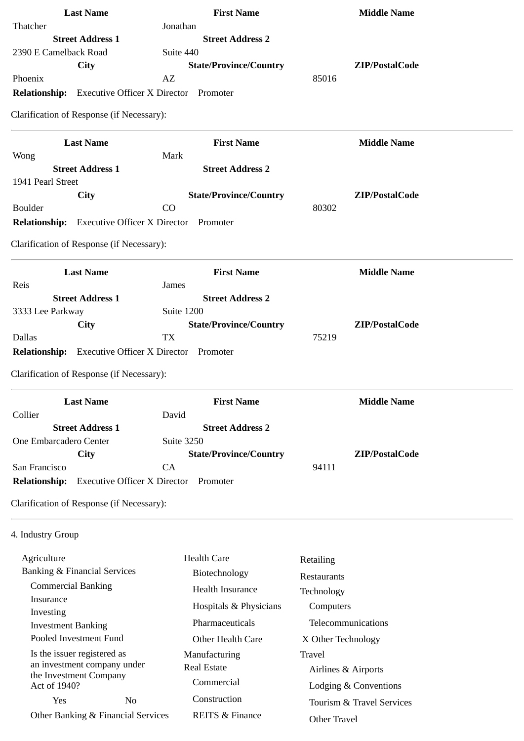| Last Name | First Name | Middle Name |
|---|---|---|
| Thatcher | Jonathan | |
| **Street Address 1** | **Street Address 2** | |
| 2390 E Camelback Road | Suite 440 | |
| **City** | **State/Province/Country** | **ZIP/PostalCode** |
| Phoenix | AZ | 85016 |

**Relationship:** Executive Officer X Director Promoter

Clarification of Response (if Necessary):

---

| Last Name | First Name | Middle Name |
|---|---|---|
| Wong | Mark | |
| **Street Address 1** | **Street Address 2** | |
| 1941 Pearl Street | | |
| **City** | **State/Province/Country** | **ZIP/PostalCode** |
| Boulder | CO | 80302 |

**Relationship:** Executive Officer X Director Promoter

Clarification of Response (if Necessary):

---

| Last Name | First Name | Middle Name |
|---|---|---|
| Reis | James | |
| **Street Address 1** | **Street Address 2** | |
| 3333 Lee Parkway | Suite 1200 | |
| **City** | **State/Province/Country** | **ZIP/PostalCode** |
| Dallas | TX | 75219 |

**Relationship:** Executive Officer X Director Promoter

Clarification of Response (if Necessary):

---

| Last Name | First Name | Middle Name |
|---|---|---|
| Collier | David | |
| **Street Address 1** | **Street Address 2** | |
| One Embarcadero Center | Suite 3250 | |
| **City** | **State/Province/Country** | **ZIP/PostalCode** |
| San Francisco | CA | 94111 |

**Relationship:** Executive Officer X Director Promoter

Clarification of Response (if Necessary):

---

4. Industry Group

- Agriculture
- Banking & Financial Services
  - Commercial Banking
  - Insurance
  - Investing
  - Investment Banking
  - Pooled Investment Fund
  - Is the issuer registered as an investment company under the Investment Company Act of 1940?
    - Yes
    - No
  - Other Banking & Financial Services
- Health Care
  - Biotechnology
  - Health Insurance
  - Hospitals & Physicians
  - Pharmaceuticals
  - Other Health Care
- Manufacturing
- Real Estate
  - Commercial
  - Construction
  - REITS & Finance
- Retailing
- Restaurants
- Technology
  - Computers
  - Telecommunications
  - X Other Technology
- Travel
  - Airlines & Airports
  - Lodging & Conventions
  - Tourism & Travel Services
  - Other Travel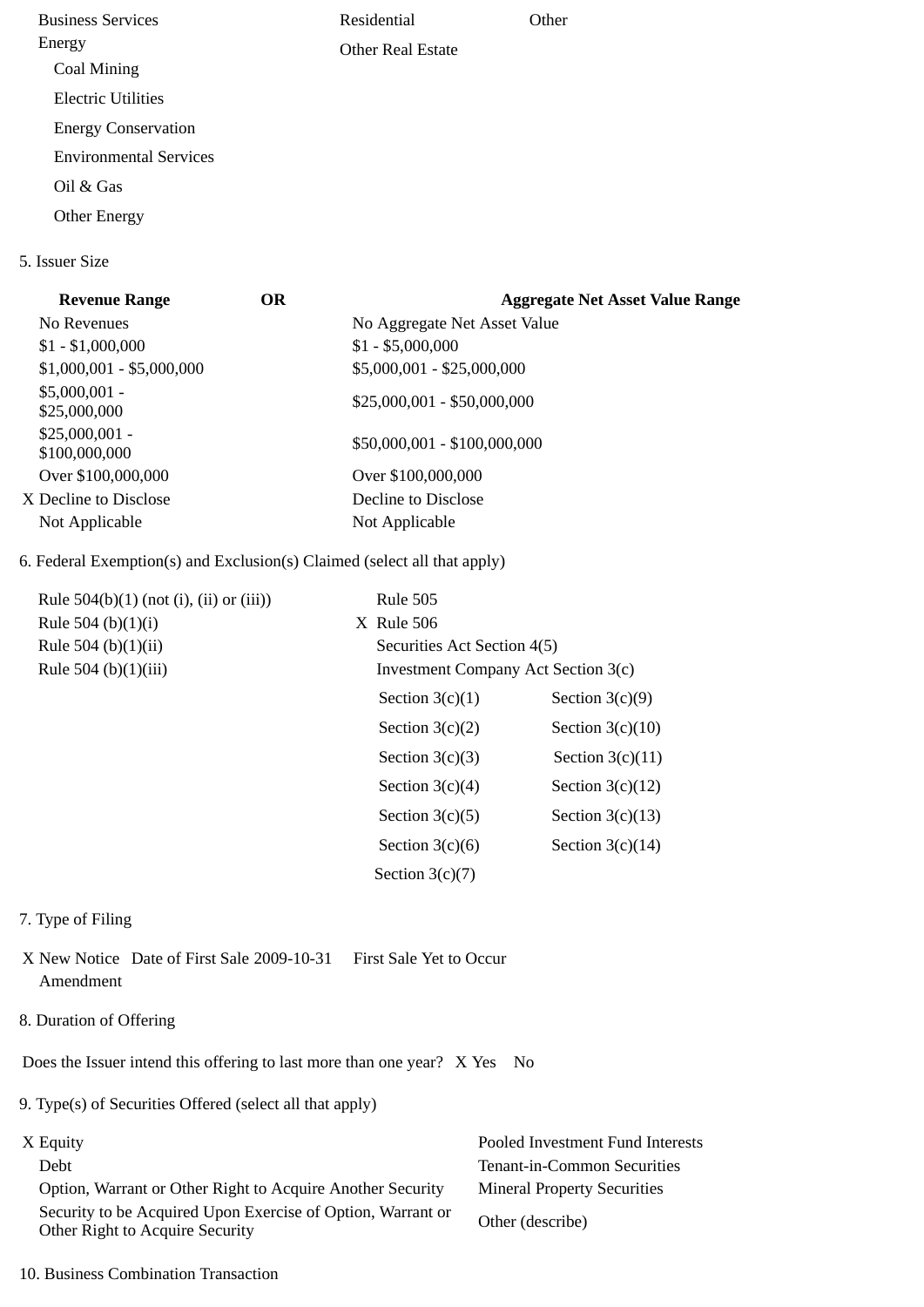Business Services
Energy
- Coal Mining
- Electric Utilities
- Energy Conservation
- Environmental Services
- Oil & Gas
- Other Energy

Residential
Other Real Estate

Other

5. Issuer Size

| Revenue Range | OR | Aggregate Net Asset Value Range |
|---|---|---|
| No Revenues | | No Aggregate Net Asset Value |
| $1 - $1,000,000 | | $1 - $5,000,000 |
| $1,000,001 - $5,000,000 | | $5,000,001 - $25,000,000 |
| $5,000,001 - $25,000,000 | | $25,000,001 - $50,000,000 |
| $25,000,001 - $100,000,000 | | $50,000,001 - $100,000,000 |
| Over $100,000,000 | | Over $100,000,000 |
| X Decline to Disclose | | Decline to Disclose |
| Not Applicable | | Not Applicable |

6. Federal Exemption(s) and Exclusion(s) Claimed (select all that apply)

Rule 504(b)(1) (not (i), (ii) or (iii))
Rule 504 (b)(1)(i)
Rule 504 (b)(1)(ii)
Rule 504 (b)(1)(iii)

Rule 505
X Rule 506
Securities Act Section 4(5)
Investment Company Act Section 3(c)

| | |
|---|---|
| Section 3(c)(1) | Section 3(c)(9) |
| Section 3(c)(2) | Section 3(c)(10) |
| Section 3(c)(3) | Section 3(c)(11) |
| Section 3(c)(4) | Section 3(c)(12) |
| Section 3(c)(5) | Section 3(c)(13) |
| Section 3(c)(6) | Section 3(c)(14) |
| Section 3(c)(7) | |

7. Type of Filing

X New Notice Date of First Sale 2009-10-31 First Sale Yet to Occur
Amendment

8. Duration of Offering

Does the Issuer intend this offering to last more than one year? X Yes No

9. Type(s) of Securities Offered (select all that apply)

X Equity
Debt
Option, Warrant or Other Right to Acquire Another Security
Security to be Acquired Upon Exercise of Option, Warrant or Other Right to Acquire Security

Pooled Investment Fund Interests
Tenant-in-Common Securities
Mineral Property Securities
Other (describe)

10. Business Combination Transaction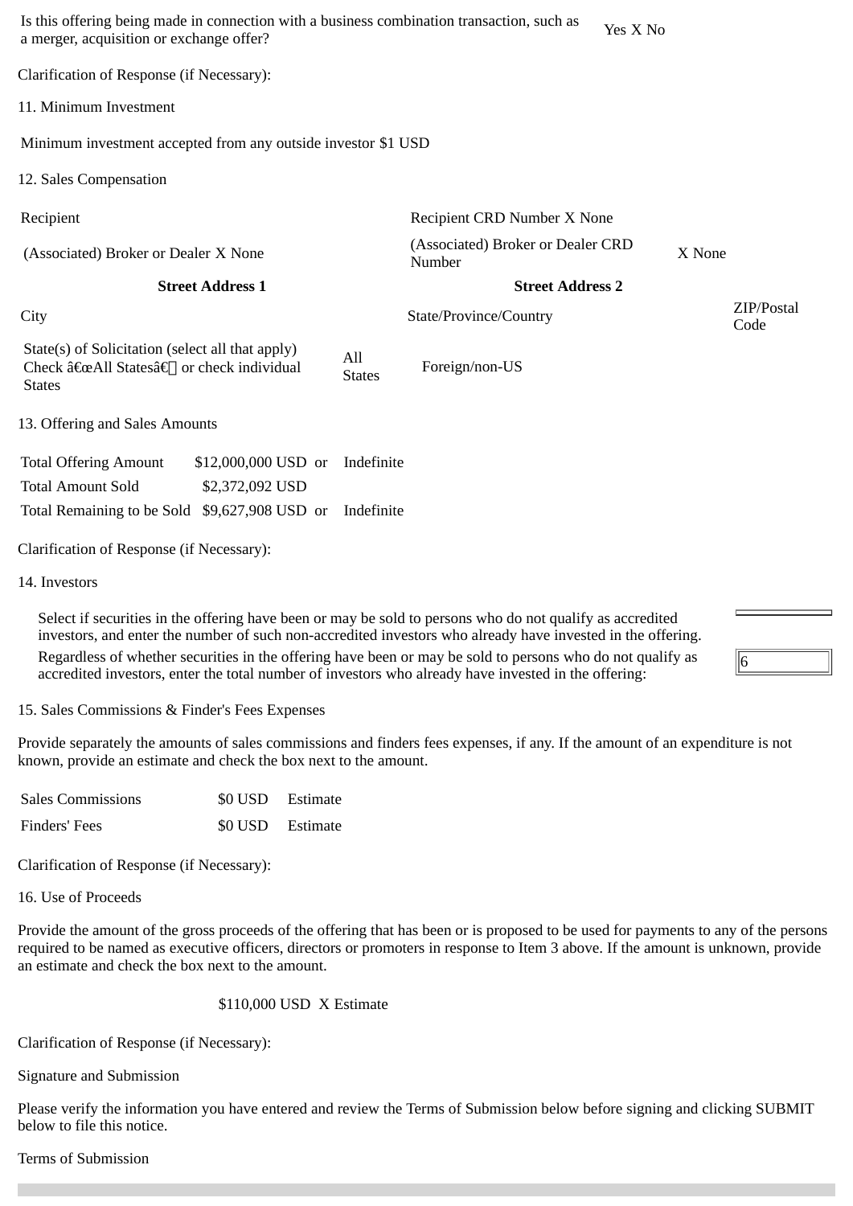| Is this offering being made in connection with a business combination transaction, such as a merger, acquisition or exchange offer? | Yes X No |
|---|---|

Clarification of Response (if Necessary):

11. Minimum Investment

Minimum investment accepted from any outside investor $1 USD

12. Sales Compensation

| Recipient | | Recipient CRD Number X None | | |
|---|---|---|---|---|
| (Associated) Broker or Dealer X None | | (Associated) Broker or Dealer CRD Number | X None | |
| **Street Address 1** | | **Street Address 2** | | |
| City | | State/Province/Country | | ZIP/Postal Code |
| State(s) of Solicitation (select all that apply) Check â€œAll Statesâ€ or check individual States | All States | Foreign/non-US | | |

13. Offering and Sales Amounts

| | | | |
|---|---|---|---|
| Total Offering Amount | $12,000,000 USD | or | Indefinite |
| Total Amount Sold | $2,372,092 USD | | |
| Total Remaining to be Sold | $9,627,908 USD | or | Indefinite |

Clarification of Response (if Necessary):

14. Investors

| | |
|---|---|
| Select if securities in the offering have been or may be sold to persons who do not qualify as accredited investors, and enter the number of such non-accredited investors who already have invested in the offering. | |
| Regardless of whether securities in the offering have been or may be sold to persons who do not qualify as accredited investors, enter the total number of investors who already have invested in the offering: | 6 |

15. Sales Commissions & Finder's Fees Expenses

Provide separately the amounts of sales commissions and finders fees expenses, if any. If the amount of an expenditure is not known, provide an estimate and check the box next to the amount.

| | | |
|---|---|---|
| Sales Commissions | $0 USD | Estimate |
| Finders' Fees | $0 USD | Estimate |

Clarification of Response (if Necessary):

16. Use of Proceeds

Provide the amount of the gross proceeds of the offering that has been or is proposed to be used for payments to any of the persons required to be named as executive officers, directors or promoters in response to Item 3 above. If the amount is unknown, provide an estimate and check the box next to the amount.

$110,000 USD X Estimate

Clarification of Response (if Necessary):

Signature and Submission

Please verify the information you have entered and review the Terms of Submission below before signing and clicking SUBMIT below to file this notice.

Terms of Submission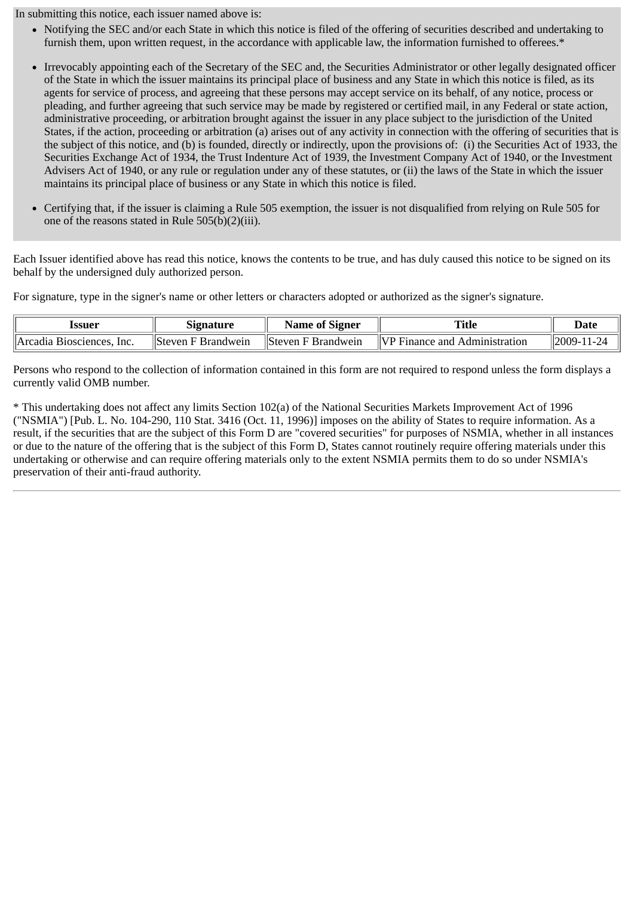In submitting this notice, each issuer named above is:

- Notifying the SEC and/or each State in which this notice is filed of the offering of securities described and undertaking to furnish them, upon written request, in the accordance with applicable law, the information furnished to offerees.*
- Irrevocably appointing each of the Secretary of the SEC and, the Securities Administrator or other legally designated officer of the State in which the issuer maintains its principal place of business and any State in which this notice is filed, as its agents for service of process, and agreeing that these persons may accept service on its behalf, of any notice, process or pleading, and further agreeing that such service may be made by registered or certified mail, in any Federal or state action, administrative proceeding, or arbitration brought against the issuer in any place subject to the jurisdiction of the United States, if the action, proceeding or arbitration (a) arises out of any activity in connection with the offering of securities that is the subject of this notice, and (b) is founded, directly or indirectly, upon the provisions of: (i) the Securities Act of 1933, the Securities Exchange Act of 1934, the Trust Indenture Act of 1939, the Investment Company Act of 1940, or the Investment Advisers Act of 1940, or any rule or regulation under any of these statutes, or (ii) the laws of the State in which the issuer maintains its principal place of business or any State in which this notice is filed.
- Certifying that, if the issuer is claiming a Rule 505 exemption, the issuer is not disqualified from relying on Rule 505 for one of the reasons stated in Rule 505(b)(2)(iii).

Each Issuer identified above has read this notice, knows the contents to be true, and has duly caused this notice to be signed on its behalf by the undersigned duly authorized person.

For signature, type in the signer's name or other letters or characters adopted or authorized as the signer's signature.

| Issuer | Signature | Name of Signer | Title | Date |
|---|---|---|---|---|
| Arcadia Biosciences, Inc. | Steven F Brandwein | Steven F Brandwein | VP Finance and Administration | 2009-11-24 |

Persons who respond to the collection of information contained in this form are not required to respond unless the form displays a currently valid OMB number.

* This undertaking does not affect any limits Section 102(a) of the National Securities Markets Improvement Act of 1996 ("NSMIA") [Pub. L. No. 104-290, 110 Stat. 3416 (Oct. 11, 1996)] imposes on the ability of States to require information. As a result, if the securities that are the subject of this Form D are "covered securities" for purposes of NSMIA, whether in all instances or due to the nature of the offering that is the subject of this Form D, States cannot routinely require offering materials under this undertaking or otherwise and can require offering materials only to the extent NSMIA permits them to do so under NSMIA's preservation of their anti-fraud authority.